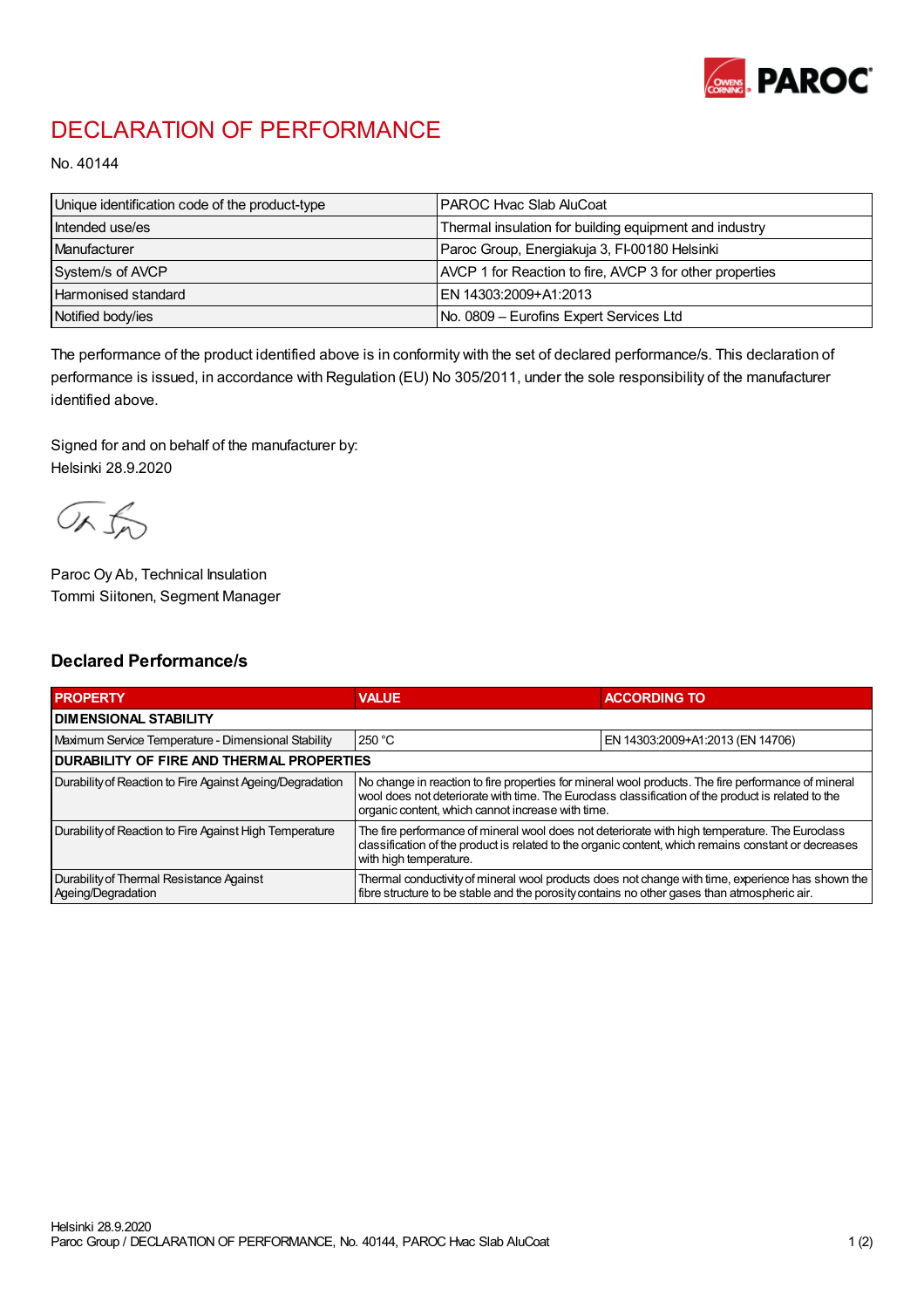# DECLARATION OF PERFORMANCE

No. 40144

| Unique identification code of the product-type | PAROC Hvac Slab AluCoat |
|---|---|
| Intended use/es | Thermal insulation for building equipment and industry |
| Manufacturer | Paroc Group, Energiakuja 3, FI-00180 Helsinki |
| System/s of AVCP | AVCP 1 for Reaction to fire, AVCP 3 for other properties |
| Harmonised standard | EN 14303:2009+A1:2013 |
| Notified body/ies | No. 0809 – Eurofins Expert Services Ltd |

The performance of the product identified above is in conformity with the set of declared performance/s. This declaration of performance is issued, in accordance with Regulation (EU) No 305/2011, under the sole responsibility of the manufacturer identified above.

Signed for and on behalf of the manufacturer by:
Helsinki 28.9.2020

Paroc Oy Ab, Technical Insulation
Tommi Siitonen, Segment Manager

## Declared Performance/s

| PROPERTY | VALUE | ACCORDING TO |
|---|---|---|
| **DIMENSIONAL STABILITY** | | |
| Maximum Service Temperature - Dimensional Stability | 250 °C | EN 14303:2009+A1:2013 (EN 14706) |
| **DURABILITY OF FIRE AND THERMAL PROPERTIES** | | |
| Durability of Reaction to Fire Against Ageing/Degradation | No change in reaction to fire properties for mineral wool products. The fire performance of mineral wool does not deteriorate with time. The Euroclass classification of the product is related to the organic content, which cannot increase with time. | |
| Durability of Reaction to Fire Against High Temperature | The fire performance of mineral wool does not deteriorate with high temperature. The Euroclass classification of the product is related to the organic content, which remains constant or decreases with high temperature. | |
| Durability of Thermal Resistance Against Ageing/Degradation | Thermal conductivity of mineral wool products does not change with time, experience has shown the fibre structure to be stable and the porosity contains no other gases than atmospheric air. | |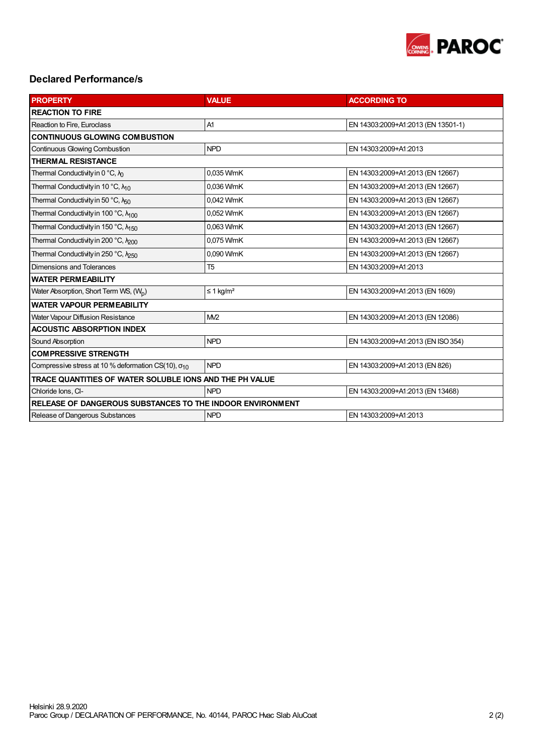## Declared Performance/s

| PROPERTY | VALUE | ACCORDING TO |
|---|---|---|
| **REACTION TO FIRE** | | |
| Reaction to Fire, Euroclass | A1 | EN 14303:2009+A1:2013 (EN 13501-1) |
| **CONTINUOUS GLOWING COMBUSTION** | | |
| Continuous Glowing Combustion | NPD | EN 14303:2009+A1:2013 |
| **THERMAL RESISTANCE** | | |
| Thermal Conductivity in 0 °C, $\lambda_0$ | 0,035 W/mK | EN 14303:2009+A1:2013 (EN 12667) |
| Thermal Conductivity in 10 °C, $\lambda_{10}$ | 0,036 W/mK | EN 14303:2009+A1:2013 (EN 12667) |
| Thermal Conductivity in 50 °C, $\lambda_{50}$ | 0,042 W/mK | EN 14303:2009+A1:2013 (EN 12667) |
| Thermal Conductivity in 100 °C, $\lambda_{100}$ | 0,052 W/mK | EN 14303:2009+A1:2013 (EN 12667) |
| Thermal Conductivity in 150 °C, $\lambda_{150}$ | 0,063 W/mK | EN 14303:2009+A1:2013 (EN 12667) |
| Thermal Conductivity in 200 °C, $\lambda_{200}$ | 0,075 W/mK | EN 14303:2009+A1:2013 (EN 12667) |
| Thermal Conductivity in 250 °C, $\lambda_{250}$ | 0,090 W/mK | EN 14303:2009+A1:2013 (EN 12667) |
| Dimensions and Tolerances | T5 | EN 14303:2009+A1:2013 |
| **WATER PERMEABILITY** | | |
| Water Absorption, Short Term WS, ($W_p$) | ≤ 1 kg/m² | EN 14303:2009+A1:2013 (EN 1609) |
| **WATER VAPOUR PERMEABILITY** | | |
| Water Vapour Diffusion Resistance | MV2 | EN 14303:2009+A1:2013 (EN 12086) |
| **ACOUSTIC ABSORPTION INDEX** | | |
| Sound Absorption | NPD | EN 14303:2009+A1:2013 (EN ISO 354) |
| **COMPRESSIVE STRENGTH** | | |
| Compressive stress at 10 % deformation CS(10), $\sigma_{10}$ | NPD | EN 14303:2009+A1:2013 (EN 826) |
| **TRACE QUANTITIES OF WATER SOLUBLE IONS AND THE PH VALUE** | | |
| Chloride Ions, Cl- | NPD | EN 14303:2009+A1:2013 (EN 13468) |
| **RELEASE OF DANGEROUS SUBSTANCES TO THE INDOOR ENVIRONMENT** | | |
| Release of Dangerous Substances | NPD | EN 14303:2009+A1:2013 |

Helsinki 28.9.2020

Paroc Group / DECLARATION OF PERFORMANCE, No. 40144, PAROC Hvac Slab AluCoat